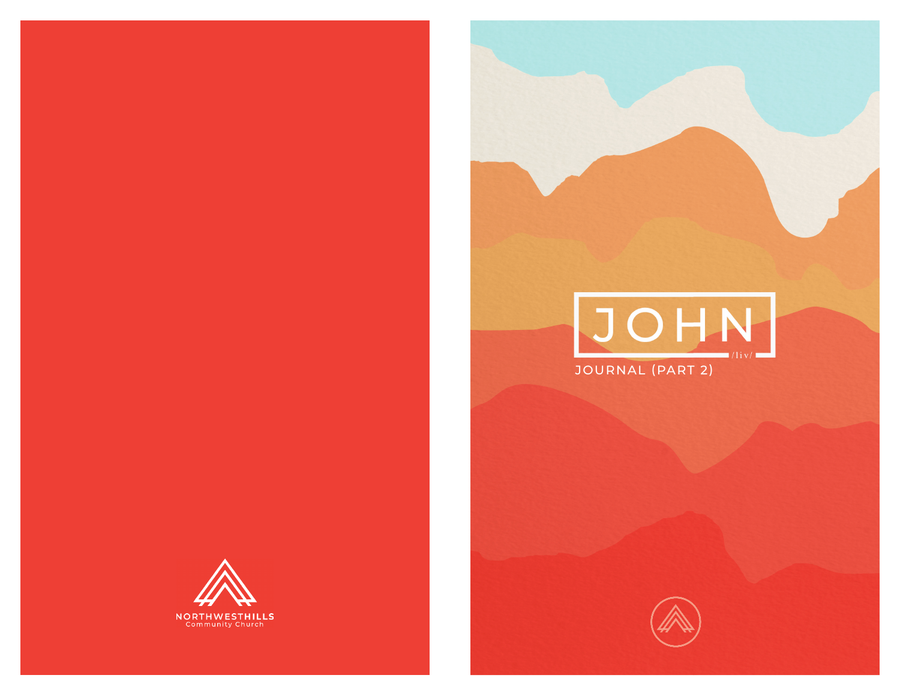NORTHWESTHILLS
Community Church

# JOHN

/liv/

JOURNAL (PART 2)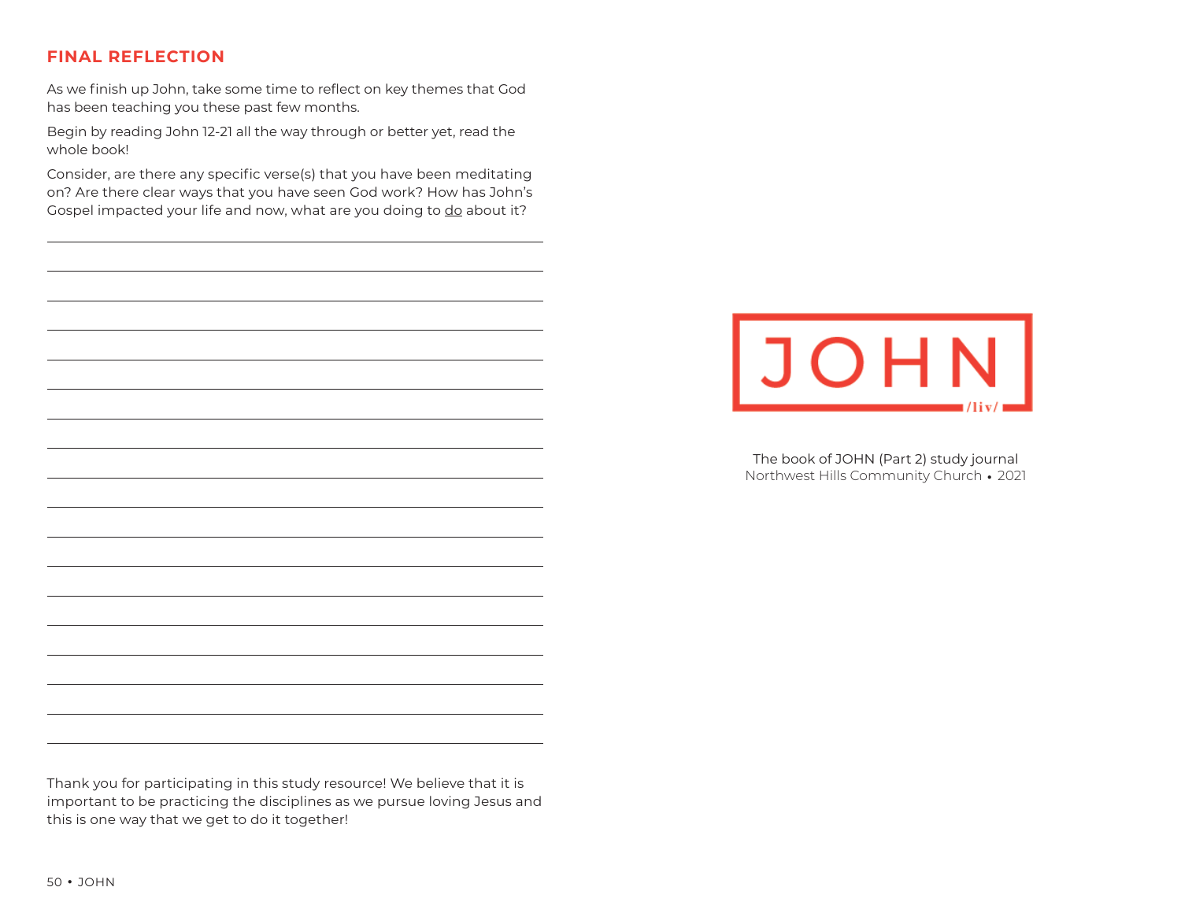## FINAL REFLECTION

As we finish up John, take some time to reflect on key themes that God has been teaching you these past few months.

Begin by reading John 12-21 all the way through or better yet, read the whole book!

Consider, are there any specific verse(s) that you have been meditating on? Are there clear ways that you have seen God work? How has John's Gospel impacted your life and now, what are you doing to <u>do</u> about it?

Thank you for participating in this study resource! We believe that it is important to be practicing the disciplines as we pursue loving Jesus and this is one way that we get to do it together!

JOHN /liv/

The book of JOHN (Part 2) study journal
Northwest Hills Community Church • 2021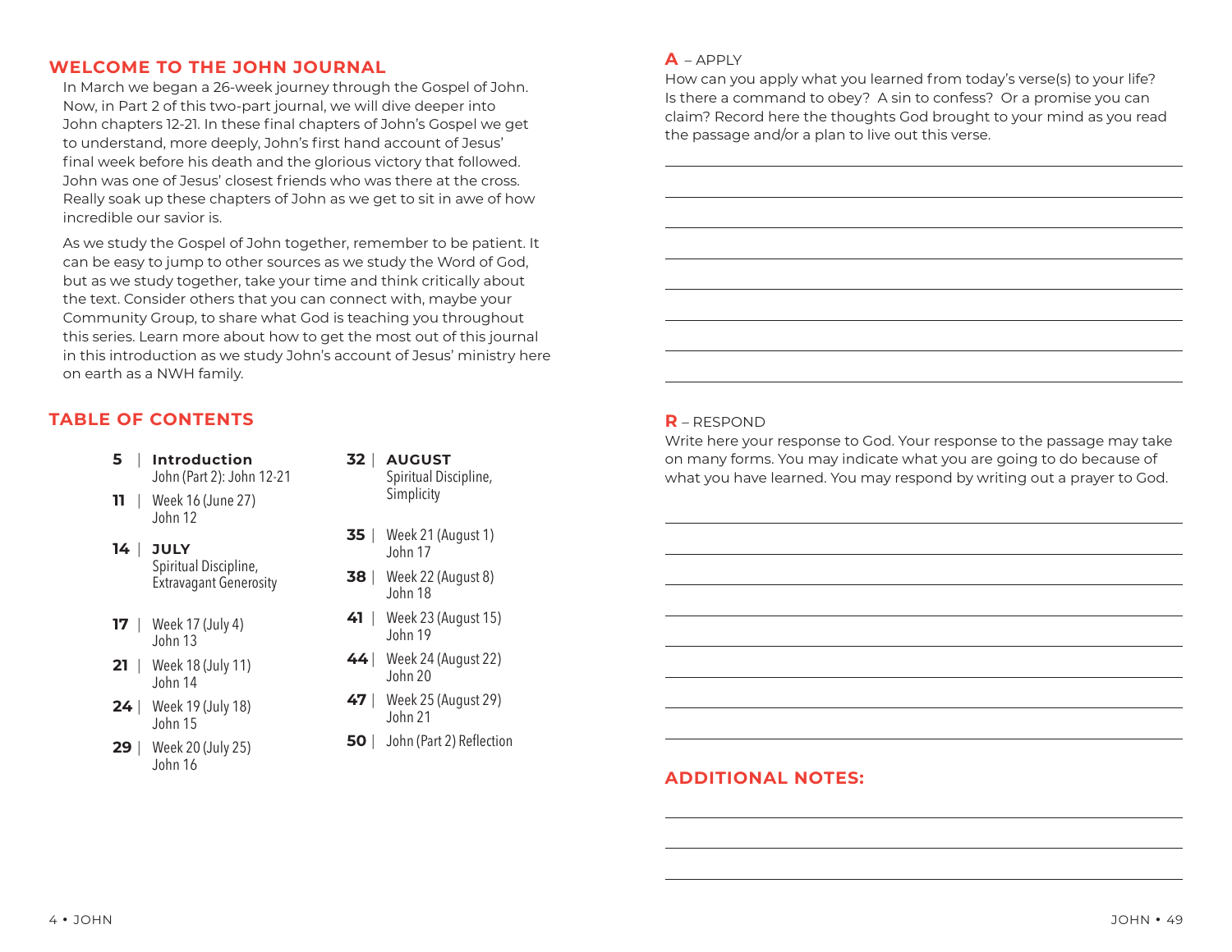## WELCOME TO THE JOHN JOURNAL

In March we began a 26-week journey through the Gospel of John. Now, in Part 2 of this two-part journal, we will dive deeper into John chapters 12-21. In these final chapters of John's Gospel we get to understand, more deeply, John's first hand account of Jesus' final week before his death and the glorious victory that followed. John was one of Jesus' closest friends who was there at the cross. Really soak up these chapters of John as we get to sit in awe of how incredible our savior is.

As we study the Gospel of John together, remember to be patient. It can be easy to jump to other sources as we study the Word of God, but as we study together, take your time and think critically about the text. Consider others that you can connect with, maybe your Community Group, to share what God is teaching you throughout this series. Learn more about how to get the most out of this journal in this introduction as we study John's account of Jesus' ministry here on earth as a NWH family.

## TABLE OF CONTENTS

**5** | **Introduction**
John (Part 2): John 12-21

**11** | Week 16 (June 27)
John 12

**14** | **JULY**
Spiritual Discipline, Extravagant Generosity

**17** | Week 17 (July 4)
John 13

**21** | Week 18 (July 11)
John 14

**24** | Week 19 (July 18)
John 15

**29** | Week 20 (July 25)
John 16

**32** | **AUGUST**
Spiritual Discipline, Simplicity

**35** | Week 21 (August 1)
John 17

**38** | Week 22 (August 8)
John 18

**41** | Week 23 (August 15)
John 19

**44** | Week 24 (August 22)
John 20

**47** | Week 25 (August 29)
John 21

**50** | John (Part 2) Reflection

**A** – APPLY

How can you apply what you learned from today's verse(s) to your life? Is there a command to obey? A sin to confess? Or a promise you can claim? Record here the thoughts God brought to your mind as you read the passage and/or a plan to live out this verse.

**R** – RESPOND

Write here your response to God. Your response to the passage may take on many forms. You may indicate what you are going to do because of what you have learned. You may respond by writing out a prayer to God.

## ADDITIONAL NOTES: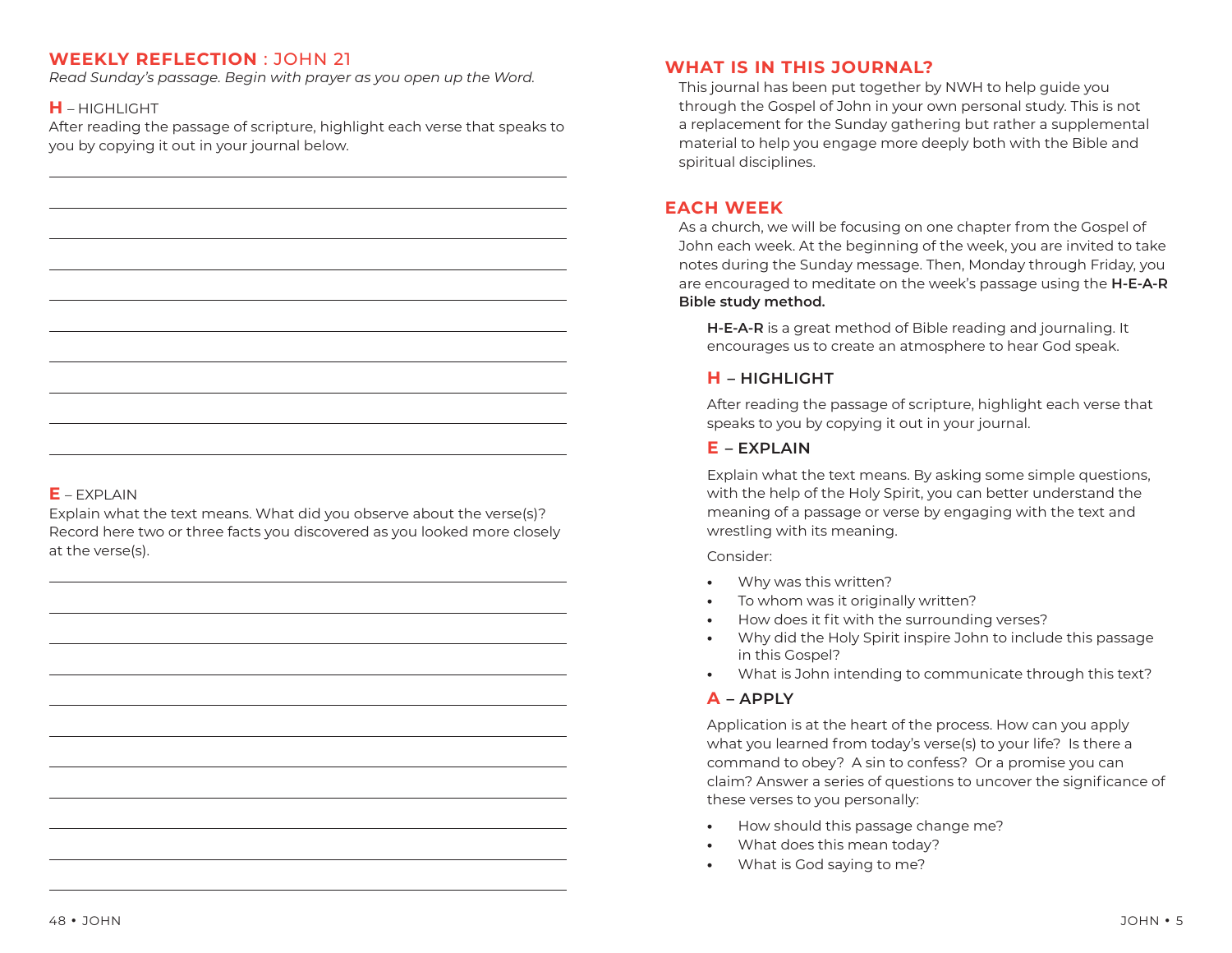## WEEKLY REFLECTION : JOHN 21

*Read Sunday's passage. Begin with prayer as you open up the Word.*

**H** – HIGHLIGHT

After reading the passage of scripture, highlight each verse that speaks to you by copying it out in your journal below.

**E** – EXPLAIN

Explain what the text means. What did you observe about the verse(s)? Record here two or three facts you discovered as you looked more closely at the verse(s).

## WHAT IS IN THIS JOURNAL?

This journal has been put together by NWH to help guide you through the Gospel of John in your own personal study. This is not a replacement for the Sunday gathering but rather a supplemental material to help you engage more deeply both with the Bible and spiritual disciplines.

## EACH WEEK

As a church, we will be focusing on one chapter from the Gospel of John each week. At the beginning of the week, you are invited to take notes during the Sunday message. Then, Monday through Friday, you are encouraged to meditate on the week's passage using the **H-E-A-R Bible study method.**

**H-E-A-R** is a great method of Bible reading and journaling. It encourages us to create an atmosphere to hear God speak.

### H – HIGHLIGHT

After reading the passage of scripture, highlight each verse that speaks to you by copying it out in your journal.

### E – EXPLAIN

Explain what the text means. By asking some simple questions, with the help of the Holy Spirit, you can better understand the meaning of a passage or verse by engaging with the text and wrestling with its meaning.

Consider:

- Why was this written?
- To whom was it originally written?
- How does it fit with the surrounding verses?
- Why did the Holy Spirit inspire John to include this passage in this Gospel?
- What is John intending to communicate through this text?

### A – APPLY

Application is at the heart of the process. How can you apply what you learned from today's verse(s) to your life? Is there a command to obey? A sin to confess? Or a promise you can claim? Answer a series of questions to uncover the significance of these verses to you personally:

- How should this passage change me?
- What does this mean today?
- What is God saying to me?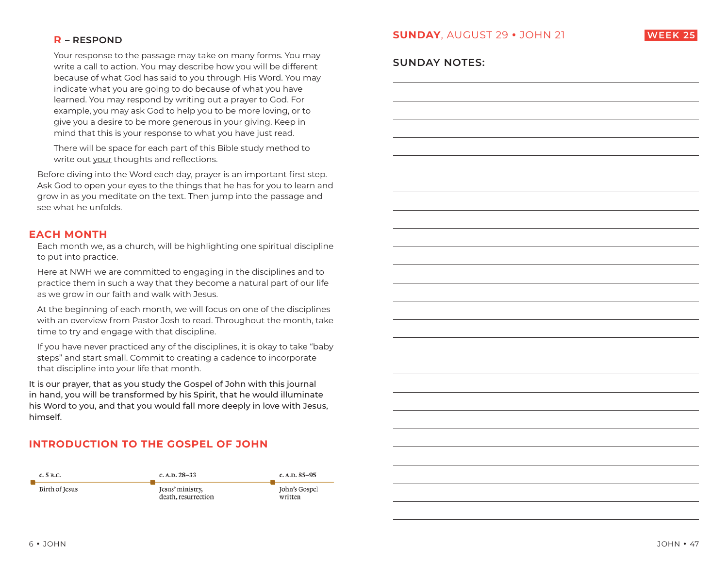### R – RESPOND

Your response to the passage may take on many forms. You may write a call to action. You may describe how you will be different because of what God has said to you through His Word. You may indicate what you are going to do because of what you have learned. You may respond by writing out a prayer to God. For example, you may ask God to help you to be more loving, or to give you a desire to be more generous in your giving. Keep in mind that this is your response to what you have just read.

There will be space for each part of this Bible study method to write out your thoughts and reflections.

Before diving into the Word each day, prayer is an important first step. Ask God to open your eyes to the things that he has for you to learn and grow in as you meditate on the text. Then jump into the passage and see what he unfolds.

## EACH MONTH

Each month we, as a church, will be highlighting one spiritual discipline to put into practice.

Here at NWH we are committed to engaging in the disciplines and to practice them in such a way that they become a natural part of our life as we grow in our faith and walk with Jesus.

At the beginning of each month, we will focus on one of the disciplines with an overview from Pastor Josh to read. Throughout the month, take time to try and engage with that discipline.

If you have never practiced any of the disciplines, it is okay to take "baby steps" and start small. Commit to creating a cadence to incorporate that discipline into your life that month.

It is our prayer, that as you study the Gospel of John with this journal in hand, you will be transformed by his Spirit, that he would illuminate his Word to you, and that you would fall more deeply in love with Jesus, himself.

## INTRODUCTION TO THE GOSPEL OF JOHN

| c. 5 B.C. | c. A.D. 28–33 | c. A.D. 85–95 |
|---|---|---|
| Birth of Jesus | Jesus' ministry, death, resurrection | John's Gospel written |

**SUNDAY**, AUGUST 29 • JOHN 21 — WEEK 25

### SUNDAY NOTES: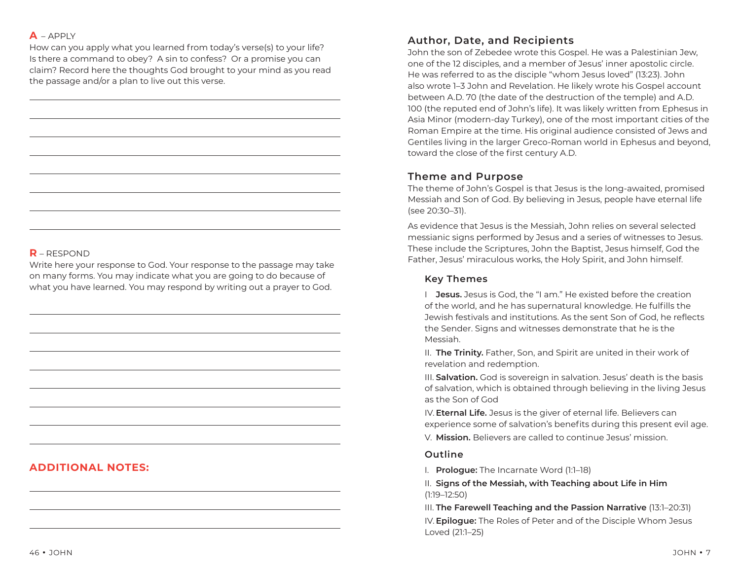**A** – APPLY

How can you apply what you learned from today's verse(s) to your life? Is there a command to obey? A sin to confess? Or a promise you can claim? Record here the thoughts God brought to your mind as you read the passage and/or a plan to live out this verse.

**R** – RESPOND

Write here your response to God. Your response to the passage may take on many forms. You may indicate what you are going to do because of what you have learned. You may respond by writing out a prayer to God.

## ADDITIONAL NOTES:

## Author, Date, and Recipients

John the son of Zebedee wrote this Gospel. He was a Palestinian Jew, one of the 12 disciples, and a member of Jesus' inner apostolic circle. He was referred to as the disciple "whom Jesus loved" (13:23). John also wrote 1–3 John and Revelation. He likely wrote his Gospel account between A.D. 70 (the date of the destruction of the temple) and A.D. 100 (the reputed end of John's life). It was likely written from Ephesus in Asia Minor (modern-day Turkey), one of the most important cities of the Roman Empire at the time. His original audience consisted of Jews and Gentiles living in the larger Greco-Roman world in Ephesus and beyond, toward the close of the first century A.D.

## Theme and Purpose

The theme of John's Gospel is that Jesus is the long-awaited, promised Messiah and Son of God. By believing in Jesus, people have eternal life (see 20:30–31).

As evidence that Jesus is the Messiah, John relies on several selected messianic signs performed by Jesus and a series of witnesses to Jesus. These include the Scriptures, John the Baptist, Jesus himself, God the Father, Jesus' miraculous works, the Holy Spirit, and John himself.

### Key Themes

I **Jesus.** Jesus is God, the "I am." He existed before the creation of the world, and he has supernatural knowledge. He fulfills the Jewish festivals and institutions. As the sent Son of God, he reflects the Sender. Signs and witnesses demonstrate that he is the Messiah.

II. **The Trinity.** Father, Son, and Spirit are united in their work of revelation and redemption.

III. **Salvation.** God is sovereign in salvation. Jesus' death is the basis of salvation, which is obtained through believing in the living Jesus as the Son of God

IV. **Eternal Life.** Jesus is the giver of eternal life. Believers can experience some of salvation's benefits during this present evil age.

V. **Mission.** Believers are called to continue Jesus' mission.

### Outline

I. **Prologue:** The Incarnate Word (1:1–18)

II. **Signs of the Messiah, with Teaching about Life in Him** (1:19–12:50)

III. **The Farewell Teaching and the Passion Narrative** (13:1–20:31)

IV. **Epilogue:** The Roles of Peter and of the Disciple Whom Jesus Loved (21:1–25)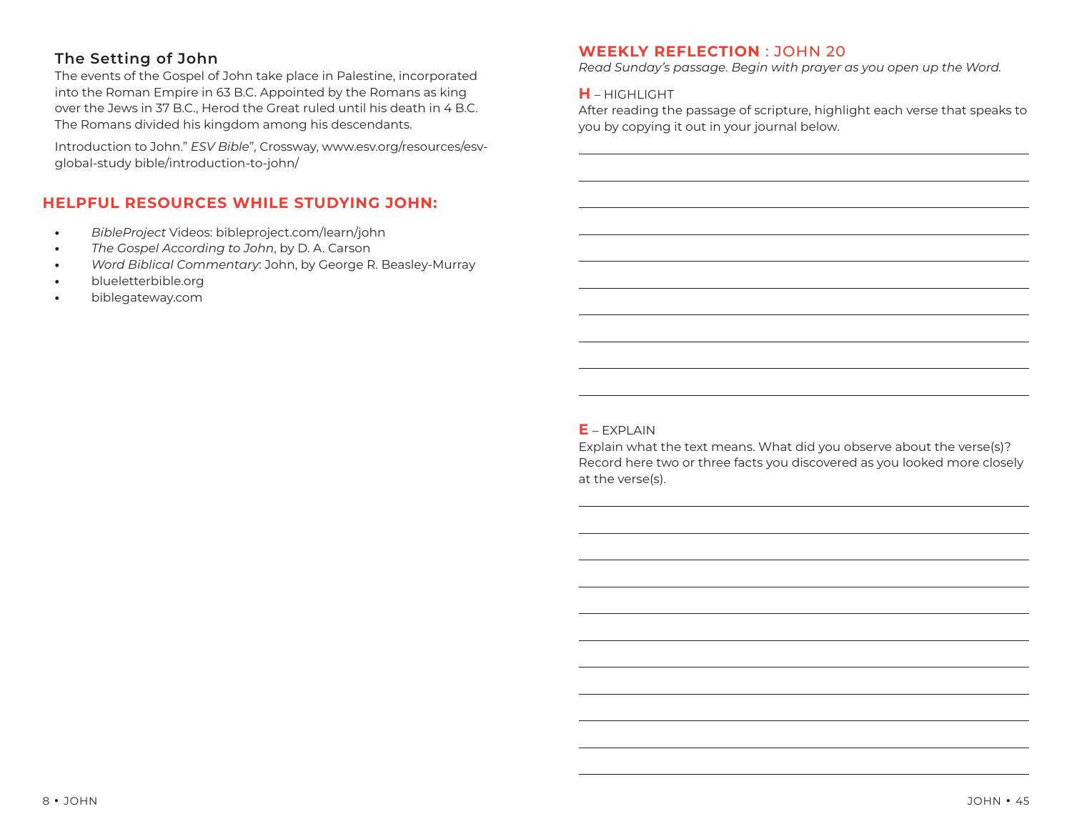### The Setting of John

The events of the Gospel of John take place in Palestine, incorporated into the Roman Empire in 63 B.C. Appointed by the Romans as king over the Jews in 37 B.C., Herod the Great ruled until his death in 4 B.C. The Romans divided his kingdom among his descendants.

Introduction to John." *ESV Bible*", Crossway, www.esv.org/resources/esv-global-study bible/introduction-to-john/

## HELPFUL RESOURCES WHILE STUDYING JOHN:

- *BibleProject* Videos: bibleproject.com/learn/john
- *The Gospel According to John*, by D. A. Carson
- *Word Biblical Commentary*: John, by George R. Beasley-Murray
- blueletterbible.org
- biblegateway.com

## WEEKLY REFLECTION : JOHN 20

*Read Sunday's passage. Begin with prayer as you open up the Word.*

**H** – HIGHLIGHT

After reading the passage of scripture, highlight each verse that speaks to you by copying it out in your journal below.

**E** – EXPLAIN

Explain what the text means. What did you observe about the verse(s)? Record here two or three facts you discovered as you looked more closely at the verse(s).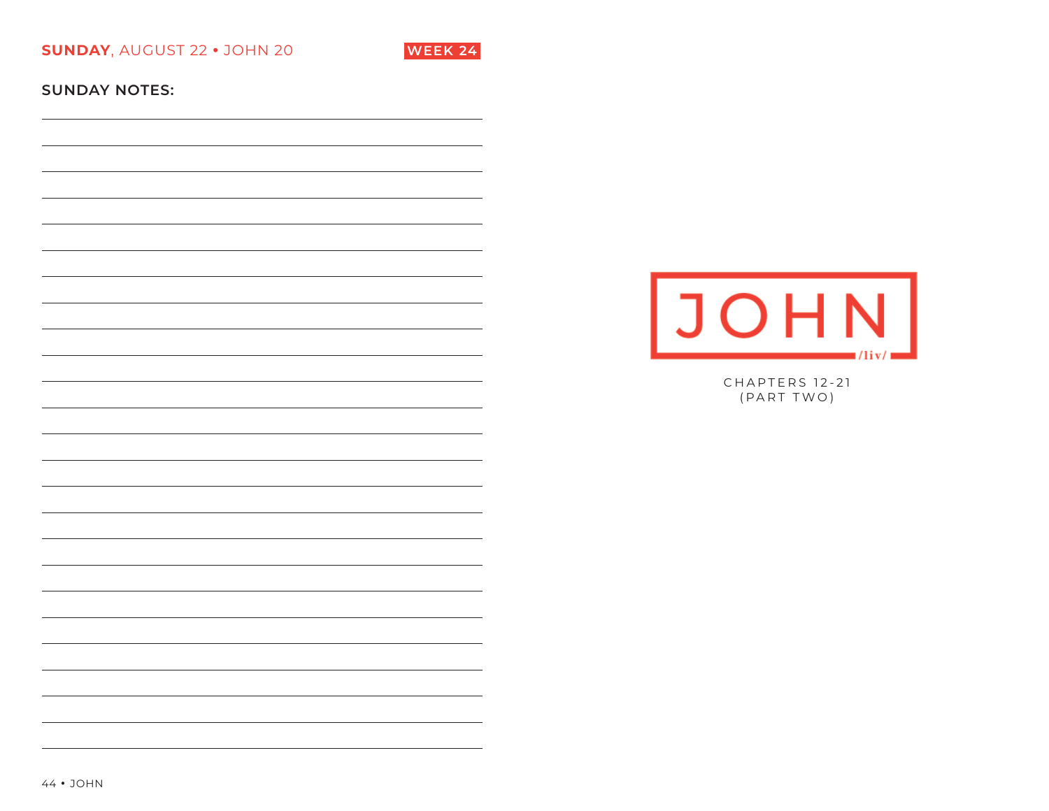**SUNDAY**, AUGUST 22 • JOHN 20 WEEK 24

**SUNDAY NOTES:**

# JOHN

/liv/

CHAPTERS 12-21
(PART TWO)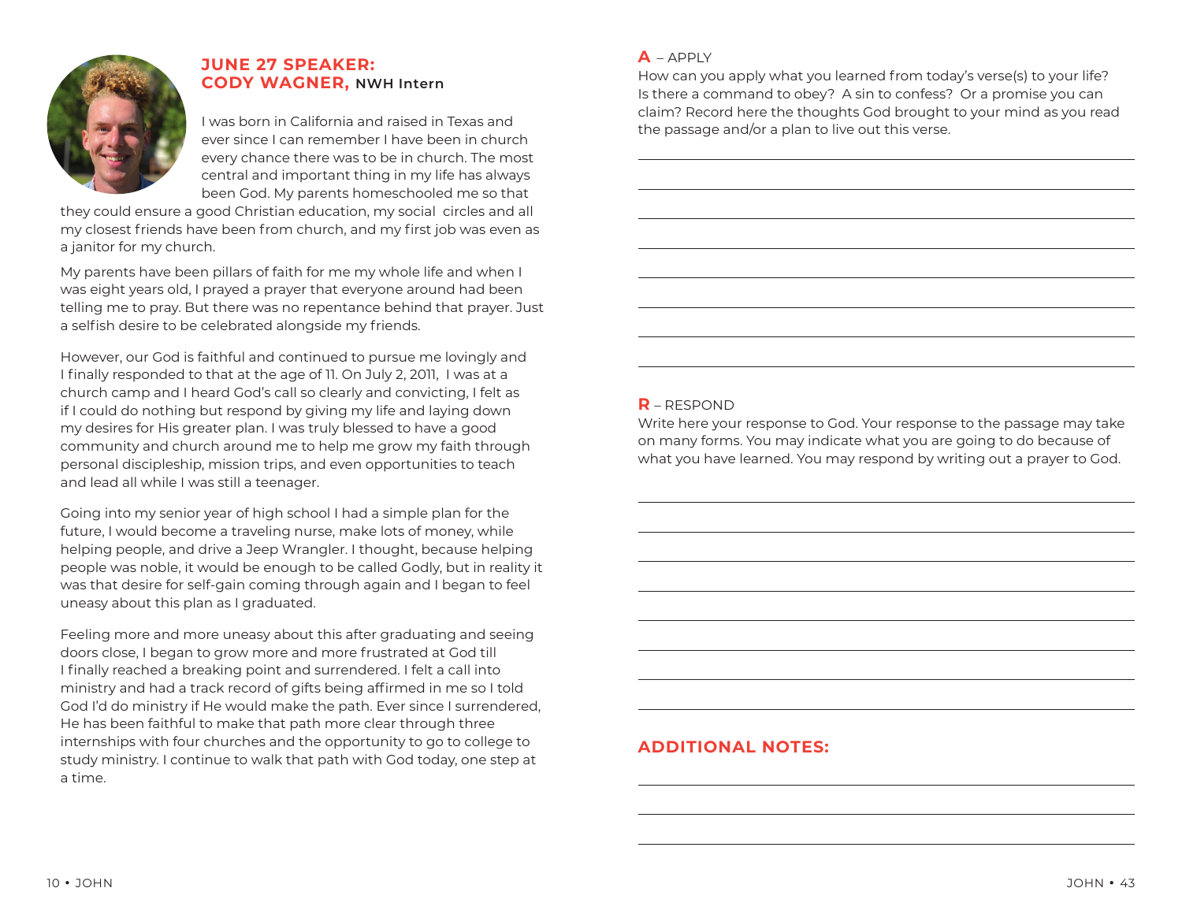## JUNE 27 SPEAKER: CODY WAGNER, NWH Intern

I was born in California and raised in Texas and ever since I can remember I have been in church every chance there was to be in church. The most central and important thing in my life has always been God. My parents homeschooled me so that they could ensure a good Christian education, my social circles and all my closest friends have been from church, and my first job was even as a janitor for my church.

My parents have been pillars of faith for me my whole life and when I was eight years old, I prayed a prayer that everyone around had been telling me to pray. But there was no repentance behind that prayer. Just a selfish desire to be celebrated alongside my friends.

However, our God is faithful and continued to pursue me lovingly and I finally responded to that at the age of 11. On July 2, 2011, I was at a church camp and I heard God's call so clearly and convicting, I felt as if I could do nothing but respond by giving my life and laying down my desires for His greater plan. I was truly blessed to have a good community and church around me to help me grow my faith through personal discipleship, mission trips, and even opportunities to teach and lead all while I was still a teenager.

Going into my senior year of high school I had a simple plan for the future, I would become a traveling nurse, make lots of money, while helping people, and drive a Jeep Wrangler. I thought, because helping people was noble, it would be enough to be called Godly, but in reality it was that desire for self-gain coming through again and I began to feel uneasy about this plan as I graduated.

Feeling more and more uneasy about this after graduating and seeing doors close, I began to grow more and more frustrated at God till I finally reached a breaking point and surrendered. I felt a call into ministry and had a track record of gifts being affirmed in me so I told God I'd do ministry if He would make the path. Ever since I surrendered, He has been faithful to make that path more clear through three internships with four churches and the opportunity to go to college to study ministry. I continue to walk that path with God today, one step at a time.

**A** – APPLY

How can you apply what you learned from today's verse(s) to your life? Is there a command to obey? A sin to confess? Or a promise you can claim? Record here the thoughts God brought to your mind as you read the passage and/or a plan to live out this verse.

**R** – RESPOND

Write here your response to God. Your response to the passage may take on many forms. You may indicate what you are going to do because of what you have learned. You may respond by writing out a prayer to God.

## ADDITIONAL NOTES: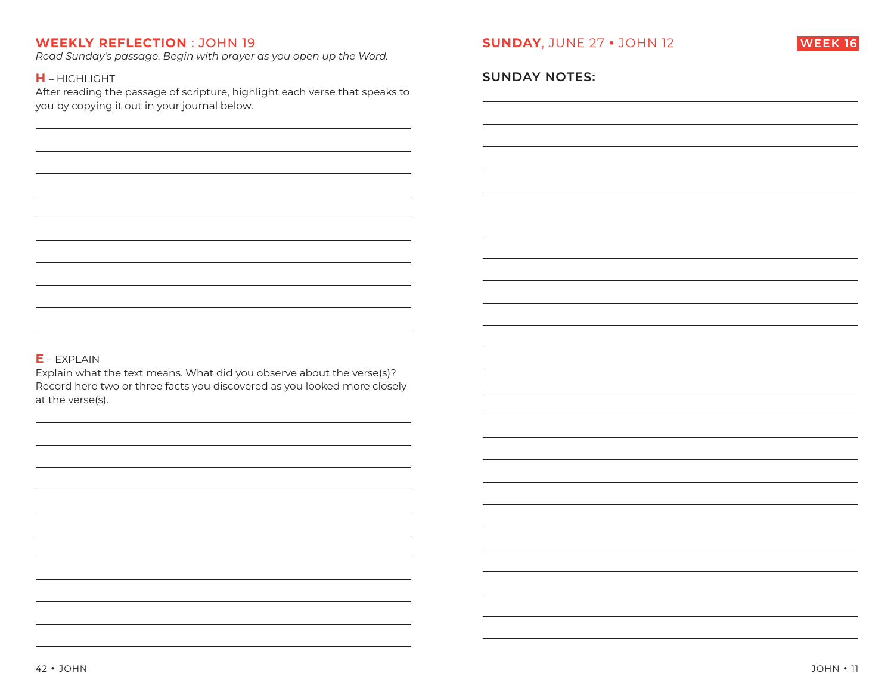## WEEKLY REFLECTION : JOHN 19

*Read Sunday's passage. Begin with prayer as you open up the Word.*

**H** – HIGHLIGHT

After reading the passage of scripture, highlight each verse that speaks to you by copying it out in your journal below.

**E** – EXPLAIN

Explain what the text means. What did you observe about the verse(s)? Record here two or three facts you discovered as you looked more closely at the verse(s).

## SUNDAY, JUNE 27 • JOHN 12

WEEK 16

**SUNDAY NOTES:**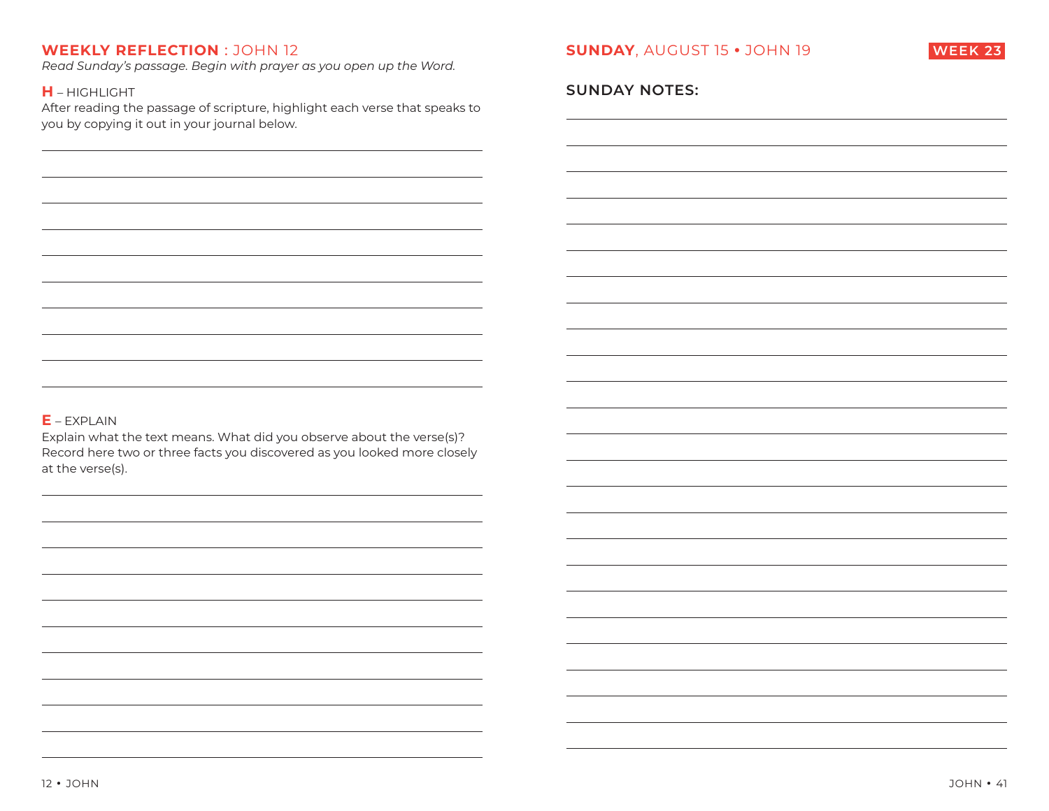## WEEKLY REFLECTION : JOHN 12

*Read Sunday's passage. Begin with prayer as you open up the Word.*

**H** – HIGHLIGHT

After reading the passage of scripture, highlight each verse that speaks to you by copying it out in your journal below.

**E** – EXPLAIN

Explain what the text means. What did you observe about the verse(s)? Record here two or three facts you discovered as you looked more closely at the verse(s).

## SUNDAY, AUGUST 15 • JOHN 19

**WEEK 23**

### SUNDAY NOTES: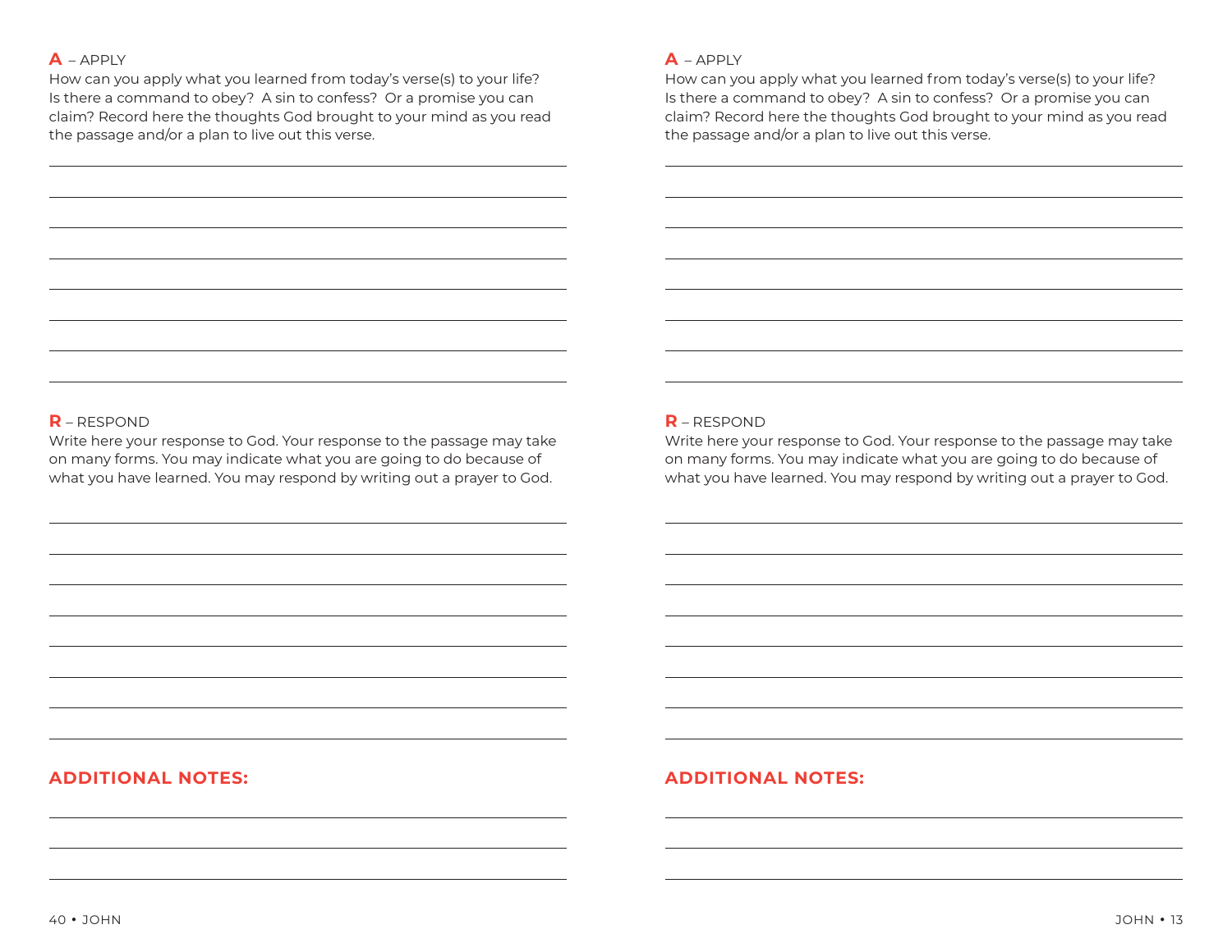**A** – APPLY

How can you apply what you learned from today's verse(s) to your life? Is there a command to obey? A sin to confess? Or a promise you can claim? Record here the thoughts God brought to your mind as you read the passage and/or a plan to live out this verse.

**R** – RESPOND

Write here your response to God. Your response to the passage may take on many forms. You may indicate what you are going to do because of what you have learned. You may respond by writing out a prayer to God.

## ADDITIONAL NOTES:

**A** – APPLY

How can you apply what you learned from today's verse(s) to your life? Is there a command to obey? A sin to confess? Or a promise you can claim? Record here the thoughts God brought to your mind as you read the passage and/or a plan to live out this verse.

**R** – RESPOND

Write here your response to God. Your response to the passage may take on many forms. You may indicate what you are going to do because of what you have learned. You may respond by writing out a prayer to God.

## ADDITIONAL NOTES: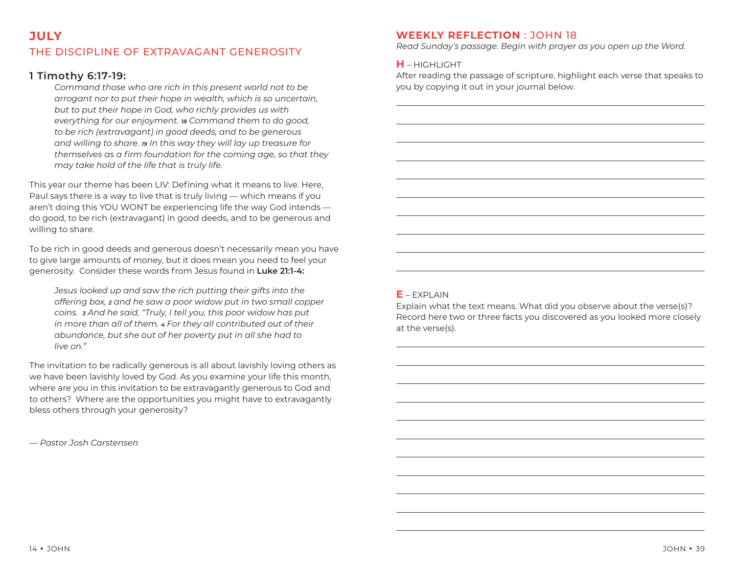# JULY

## THE DISCIPLINE OF EXTRAVAGANT GENEROSITY

### 1 Timothy 6:17-19:

> *Command those who are rich in this present world not to be arrogant nor to put their hope in wealth, which is so uncertain, but to put their hope in God, who richly provides us with everything for our enjoyment.* ***18*** *Command them to do good, to be rich (extravagant) in good deeds, and to be generous and willing to share.* ***19*** *In this way they will lay up treasure for themselves as a firm foundation for the coming age, so that they may take hold of the life that is truly life.*

This year our theme has been LIV: Defining what it means to live. Here, Paul says there is a way to live that is truly living — which means if you aren't doing this YOU WONT be experiencing life the way God intends — do good, to be rich (extravagant) in good deeds, and to be generous and willing to share.

To be rich in good deeds and generous doesn't necessarily mean you have to give large amounts of money, but it does mean you need to feel your generosity. Consider these words from Jesus found in **Luke 21:1-4:**

> *Jesus looked up and saw the rich putting their gifts into the offering box,* ***2*** *and he saw a poor widow put in two small copper coins.* ***3*** *And he said, "Truly, I tell you, this poor widow has put in more than all of them.* ***4*** *For they all contributed out of their abundance, but she out of her poverty put in all she had to live on."*

The invitation to be radically generous is all about lavishly loving others as we have been lavishly loved by God. As you examine your life this month, where are you in this invitation to be extravagantly generous to God and to others? Where are the opportunities you might have to extravagantly bless others through your generosity?

— *Pastor Josh Carstensen*

## WEEKLY REFLECTION : JOHN 18

*Read Sunday's passage. Begin with prayer as you open up the Word.*

**H** – HIGHLIGHT

After reading the passage of scripture, highlight each verse that speaks to you by copying it out in your journal below.

**E** – EXPLAIN

Explain what the text means. What did you observe about the verse(s)? Record here two or three facts you discovered as you looked more closely at the verse(s).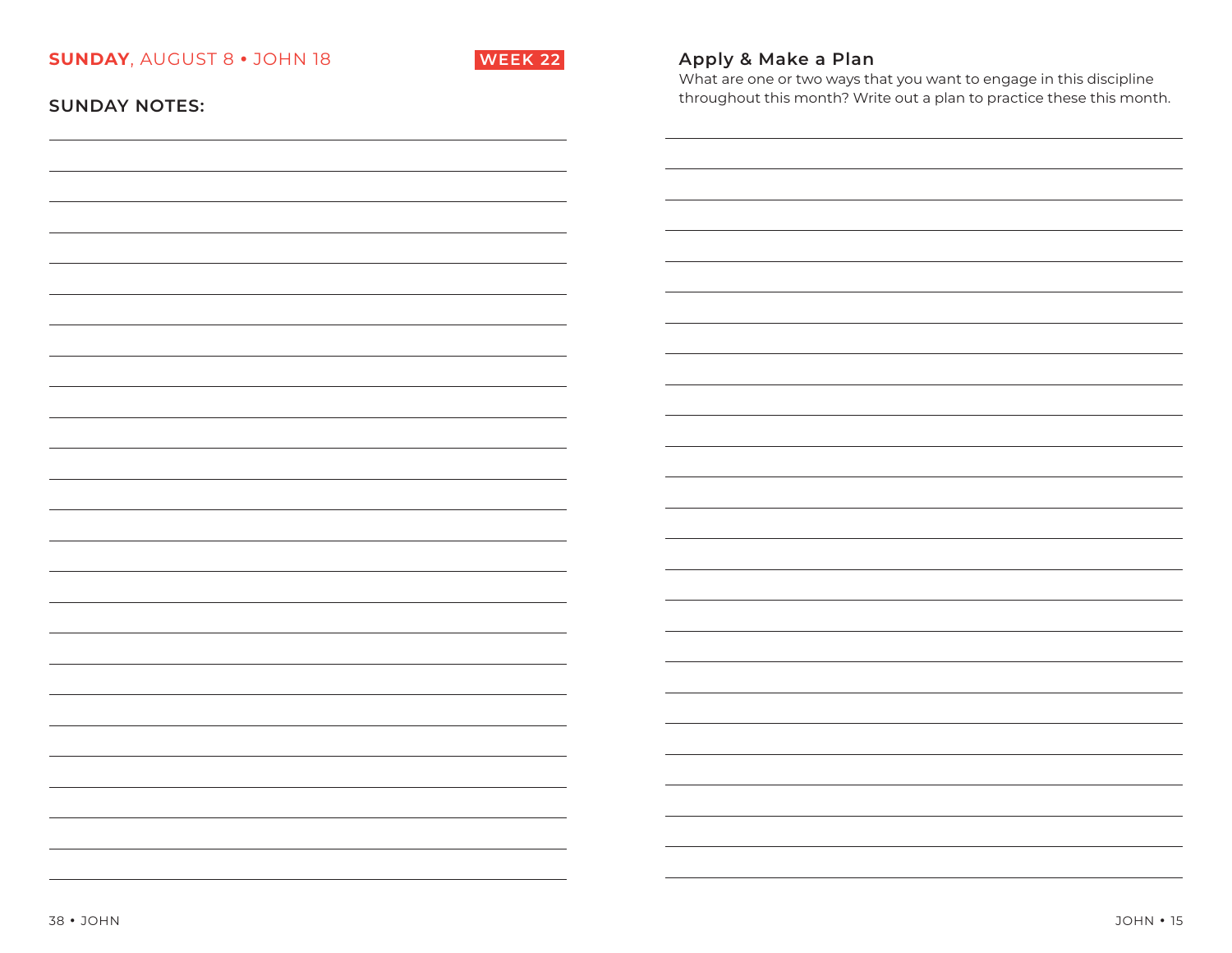**SUNDAY**, AUGUST 8 • JOHN 18

WEEK 22

**SUNDAY NOTES:**

## Apply & Make a Plan

What are one or two ways that you want to engage in this discipline throughout this month? Write out a plan to practice these this month.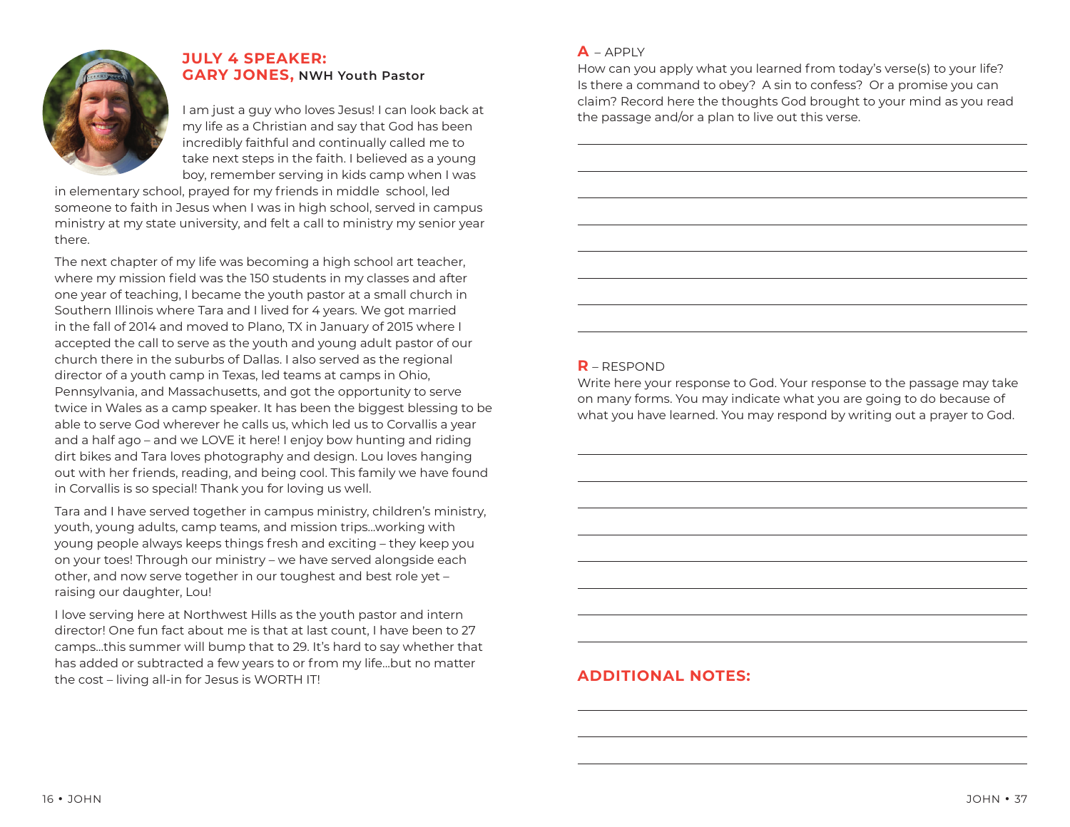## JULY 4 SPEAKER: GARY JONES, NWH Youth Pastor

I am just a guy who loves Jesus! I can look back at my life as a Christian and say that God has been incredibly faithful and continually called me to take next steps in the faith. I believed as a young boy, remember serving in kids camp when I was in elementary school, prayed for my friends in middle school, led someone to faith in Jesus when I was in high school, served in campus ministry at my state university, and felt a call to ministry my senior year there.

The next chapter of my life was becoming a high school art teacher, where my mission field was the 150 students in my classes and after one year of teaching, I became the youth pastor at a small church in Southern Illinois where Tara and I lived for 4 years. We got married in the fall of 2014 and moved to Plano, TX in January of 2015 where I accepted the call to serve as the youth and young adult pastor of our church there in the suburbs of Dallas. I also served as the regional director of a youth camp in Texas, led teams at camps in Ohio, Pennsylvania, and Massachusetts, and got the opportunity to serve twice in Wales as a camp speaker. It has been the biggest blessing to be able to serve God wherever he calls us, which led us to Corvallis a year and a half ago – and we LOVE it here! I enjoy bow hunting and riding dirt bikes and Tara loves photography and design. Lou loves hanging out with her friends, reading, and being cool. This family we have found in Corvallis is so special! Thank you for loving us well.

Tara and I have served together in campus ministry, children's ministry, youth, young adults, camp teams, and mission trips...working with young people always keeps things fresh and exciting – they keep you on your toes! Through our ministry – we have served alongside each other, and now serve together in our toughest and best role yet – raising our daughter, Lou!

I love serving here at Northwest Hills as the youth pastor and intern director! One fun fact about me is that at last count, I have been to 27 camps...this summer will bump that to 29. It's hard to say whether that has added or subtracted a few years to or from my life...but no matter the cost – living all-in for Jesus is WORTH IT!

**A** – APPLY

How can you apply what you learned from today's verse(s) to your life? Is there a command to obey? A sin to confess? Or a promise you can claim? Record here the thoughts God brought to your mind as you read the passage and/or a plan to live out this verse.

**R** – RESPOND

Write here your response to God. Your response to the passage may take on many forms. You may indicate what you are going to do because of what you have learned. You may respond by writing out a prayer to God.

## ADDITIONAL NOTES: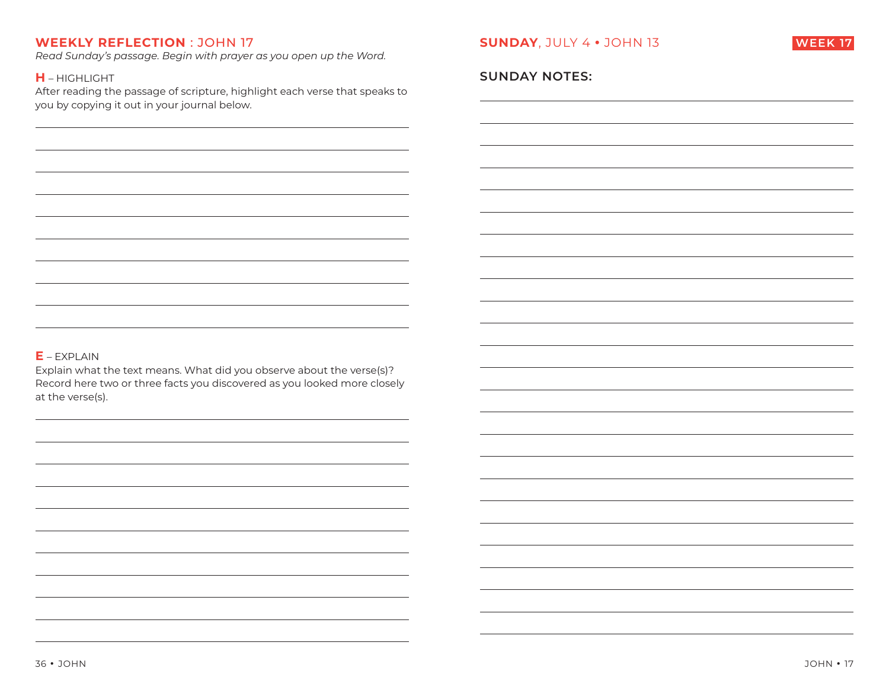## WEEKLY REFLECTION : JOHN 17

*Read Sunday's passage. Begin with prayer as you open up the Word.*

**H** – HIGHLIGHT

After reading the passage of scripture, highlight each verse that speaks to you by copying it out in your journal below.

**E** – EXPLAIN

Explain what the text means. What did you observe about the verse(s)? Record here two or three facts you discovered as you looked more closely at the verse(s).

## SUNDAY, JULY 4 • JOHN 13

WEEK 17

### SUNDAY NOTES: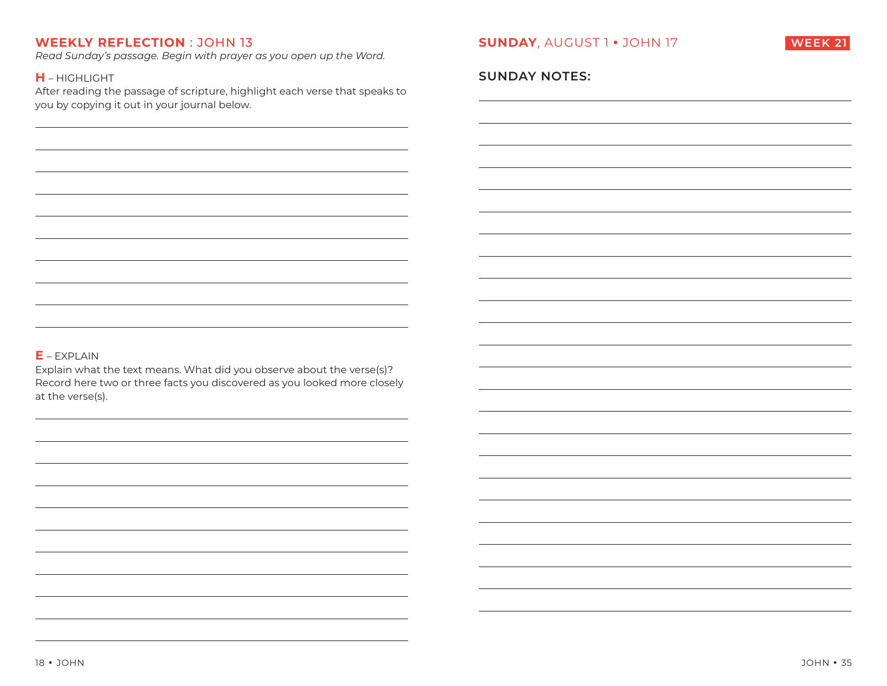## **WEEKLY REFLECTION** : JOHN 13

*Read Sunday's passage. Begin with prayer as you open up the Word.*

**H** – HIGHLIGHT

After reading the passage of scripture, highlight each verse that speaks to you by copying it out in your journal below.

**E** – EXPLAIN

Explain what the text means. What did you observe about the verse(s)? Record here two or three facts you discovered as you looked more closely at the verse(s).

## **SUNDAY**, AUGUST 1 • JOHN 17

**WEEK 21**

**SUNDAY NOTES:**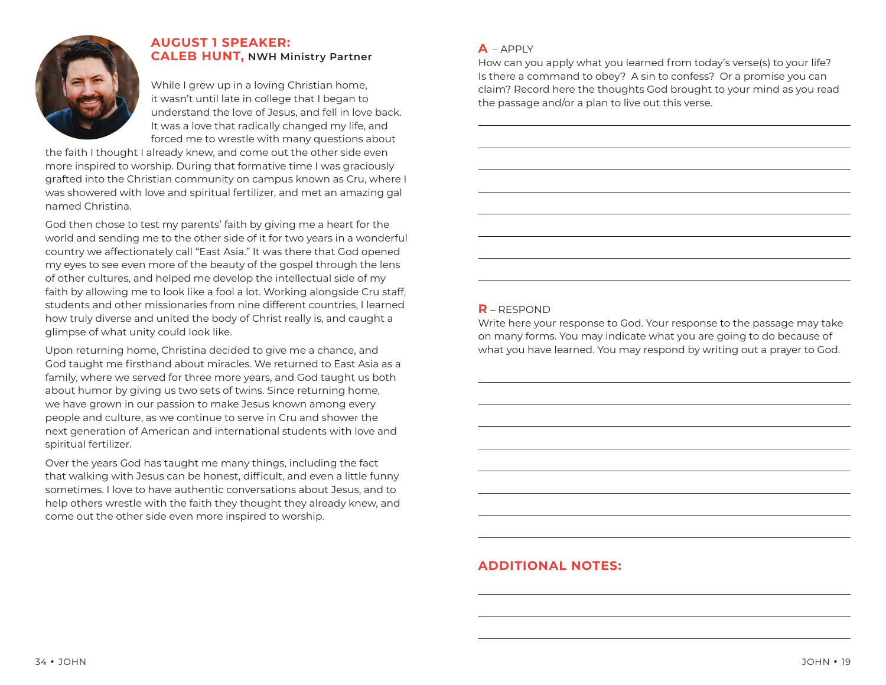## AUGUST 1 SPEAKER: CALEB HUNT, NWH Ministry Partner

While I grew up in a loving Christian home, it wasn't until late in college that I began to understand the love of Jesus, and fell in love back. It was a love that radically changed my life, and forced me to wrestle with many questions about the faith I thought I already knew, and come out the other side even more inspired to worship. During that formative time I was graciously grafted into the Christian community on campus known as Cru, where I was showered with love and spiritual fertilizer, and met an amazing gal named Christina.

God then chose to test my parents' faith by giving me a heart for the world and sending me to the other side of it for two years in a wonderful country we affectionately call "East Asia." It was there that God opened my eyes to see even more of the beauty of the gospel through the lens of other cultures, and helped me develop the intellectual side of my faith by allowing me to look like a fool a lot. Working alongside Cru staff, students and other missionaries from nine different countries, I learned how truly diverse and united the body of Christ really is, and caught a glimpse of what unity could look like.

Upon returning home, Christina decided to give me a chance, and God taught me firsthand about miracles. We returned to East Asia as a family, where we served for three more years, and God taught us both about humor by giving us two sets of twins. Since returning home, we have grown in our passion to make Jesus known among every people and culture, as we continue to serve in Cru and shower the next generation of American and international students with love and spiritual fertilizer.

Over the years God has taught me many things, including the fact that walking with Jesus can be honest, difficult, and even a little funny sometimes. I love to have authentic conversations about Jesus, and to help others wrestle with the faith they thought they already knew, and come out the other side even more inspired to worship.

**A** – APPLY

How can you apply what you learned from today's verse(s) to your life? Is there a command to obey? A sin to confess? Or a promise you can claim? Record here the thoughts God brought to your mind as you read the passage and/or a plan to live out this verse.

**R** – RESPOND

Write here your response to God. Your response to the passage may take on many forms. You may indicate what you are going to do because of what you have learned. You may respond by writing out a prayer to God.

## ADDITIONAL NOTES: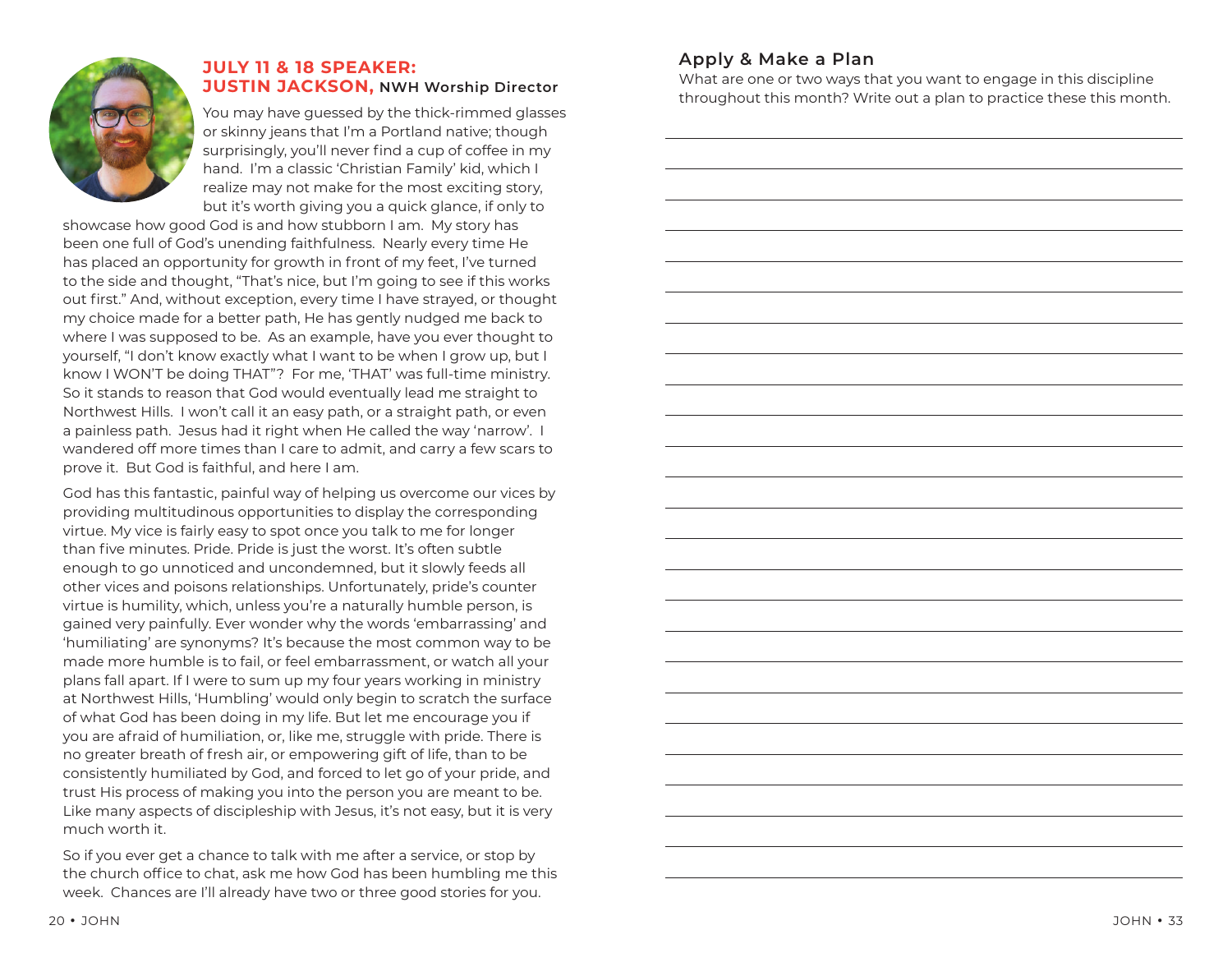## JULY 11 & 18 SPEAKER: JUSTIN JACKSON, NWH Worship Director

You may have guessed by the thick-rimmed glasses or skinny jeans that I'm a Portland native; though surprisingly, you'll never find a cup of coffee in my hand. I'm a classic 'Christian Family' kid, which I realize may not make for the most exciting story, but it's worth giving you a quick glance, if only to showcase how good God is and how stubborn I am. My story has been one full of God's unending faithfulness. Nearly every time He has placed an opportunity for growth in front of my feet, I've turned to the side and thought, "That's nice, but I'm going to see if this works out first." And, without exception, every time I have strayed, or thought my choice made for a better path, He has gently nudged me back to where I was supposed to be. As an example, have you ever thought to yourself, "I don't know exactly what I want to be when I grow up, but I know I WON'T be doing THAT"? For me, 'THAT' was full-time ministry. So it stands to reason that God would eventually lead me straight to Northwest Hills. I won't call it an easy path, or a straight path, or even a painless path. Jesus had it right when He called the way 'narrow'. I wandered off more times than I care to admit, and carry a few scars to prove it. But God is faithful, and here I am.

God has this fantastic, painful way of helping us overcome our vices by providing multitudinous opportunities to display the corresponding virtue. My vice is fairly easy to spot once you talk to me for longer than five minutes. Pride. Pride is just the worst. It's often subtle enough to go unnoticed and uncondemned, but it slowly feeds all other vices and poisons relationships. Unfortunately, pride's counter virtue is humility, which, unless you're a naturally humble person, is gained very painfully. Ever wonder why the words 'embarrassing' and 'humiliating' are synonyms? It's because the most common way to be made more humble is to fail, or feel embarrassment, or watch all your plans fall apart. If I were to sum up my four years working in ministry at Northwest Hills, 'Humbling' would only begin to scratch the surface of what God has been doing in my life. But let me encourage you if you are afraid of humiliation, or, like me, struggle with pride. There is no greater breath of fresh air, or empowering gift of life, than to be consistently humiliated by God, and forced to let go of your pride, and trust His process of making you into the person you are meant to be. Like many aspects of discipleship with Jesus, it's not easy, but it is very much worth it.

So if you ever get a chance to talk with me after a service, or stop by the church office to chat, ask me how God has been humbling me this week. Chances are I'll already have two or three good stories for you.

## Apply & Make a Plan

What are one or two ways that you want to engage in this discipline throughout this month? Write out a plan to practice these this month.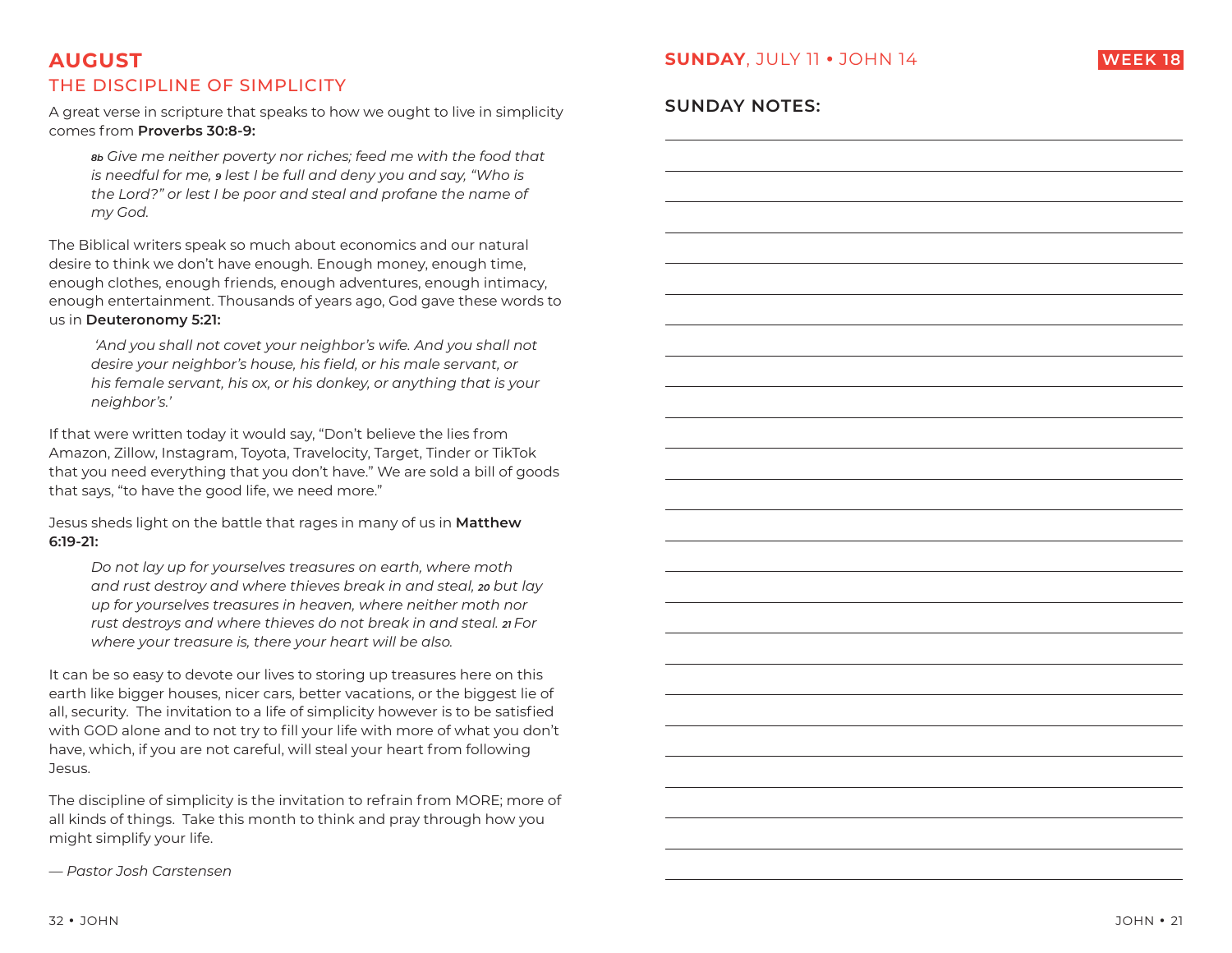## AUGUST

### THE DISCIPLINE OF SIMPLICITY

A great verse in scripture that speaks to how we ought to live in simplicity comes from **Proverbs 30:8-9:**

> *8b Give me neither poverty nor riches; feed me with the food that is needful for me, 9 lest I be full and deny you and say, "Who is the Lord?" or lest I be poor and steal and profane the name of my God.*

The Biblical writers speak so much about economics and our natural desire to think we don't have enough. Enough money, enough time, enough clothes, enough friends, enough adventures, enough intimacy, enough entertainment. Thousands of years ago, God gave these words to us in **Deuteronomy 5:21:**

> *'And you shall not covet your neighbor's wife. And you shall not desire your neighbor's house, his field, or his male servant, or his female servant, his ox, or his donkey, or anything that is your neighbor's.'*

If that were written today it would say, "Don't believe the lies from Amazon, Zillow, Instagram, Toyota, Travelocity, Target, Tinder or TikTok that you need everything that you don't have." We are sold a bill of goods that says, "to have the good life, we need more."

Jesus sheds light on the battle that rages in many of us in **Matthew 6:19-21:**

> *Do not lay up for yourselves treasures on earth, where moth and rust destroy and where thieves break in and steal, 20 but lay up for yourselves treasures in heaven, where neither moth nor rust destroys and where thieves do not break in and steal. 21 For where your treasure is, there your heart will be also.*

It can be so easy to devote our lives to storing up treasures here on this earth like bigger houses, nicer cars, better vacations, or the biggest lie of all, security. The invitation to a life of simplicity however is to be satisfied with GOD alone and to not try to fill your life with more of what you don't have, which, if you are not careful, will steal your heart from following Jesus.

The discipline of simplicity is the invitation to refrain from MORE; more of all kinds of things. Take this month to think and pray through how you might simplify your life.

*— Pastor Josh Carstensen*

## **SUNDAY**, JULY 11 • JOHN 14

**WEEK 18**

### SUNDAY NOTES: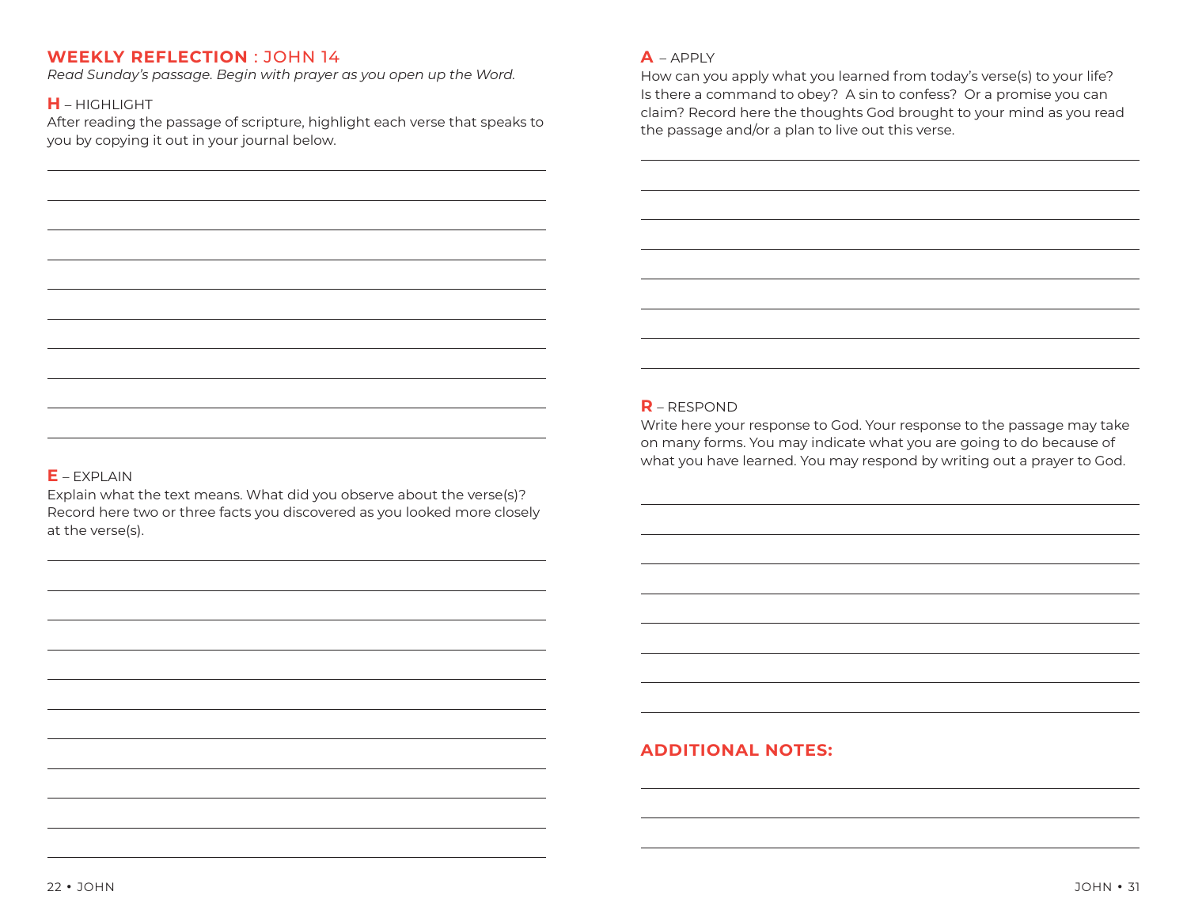## WEEKLY REFLECTION : JOHN 14

*Read Sunday's passage. Begin with prayer as you open up the Word.*

### H – HIGHLIGHT

After reading the passage of scripture, highlight each verse that speaks to you by copying it out in your journal below.

### E – EXPLAIN

Explain what the text means. What did you observe about the verse(s)? Record here two or three facts you discovered as you looked more closely at the verse(s).

### A – APPLY

How can you apply what you learned from today's verse(s) to your life? Is there a command to obey? A sin to confess? Or a promise you can claim? Record here the thoughts God brought to your mind as you read the passage and/or a plan to live out this verse.

### R – RESPOND

Write here your response to God. Your response to the passage may take on many forms. You may indicate what you are going to do because of what you have learned. You may respond by writing out a prayer to God.

## ADDITIONAL NOTES: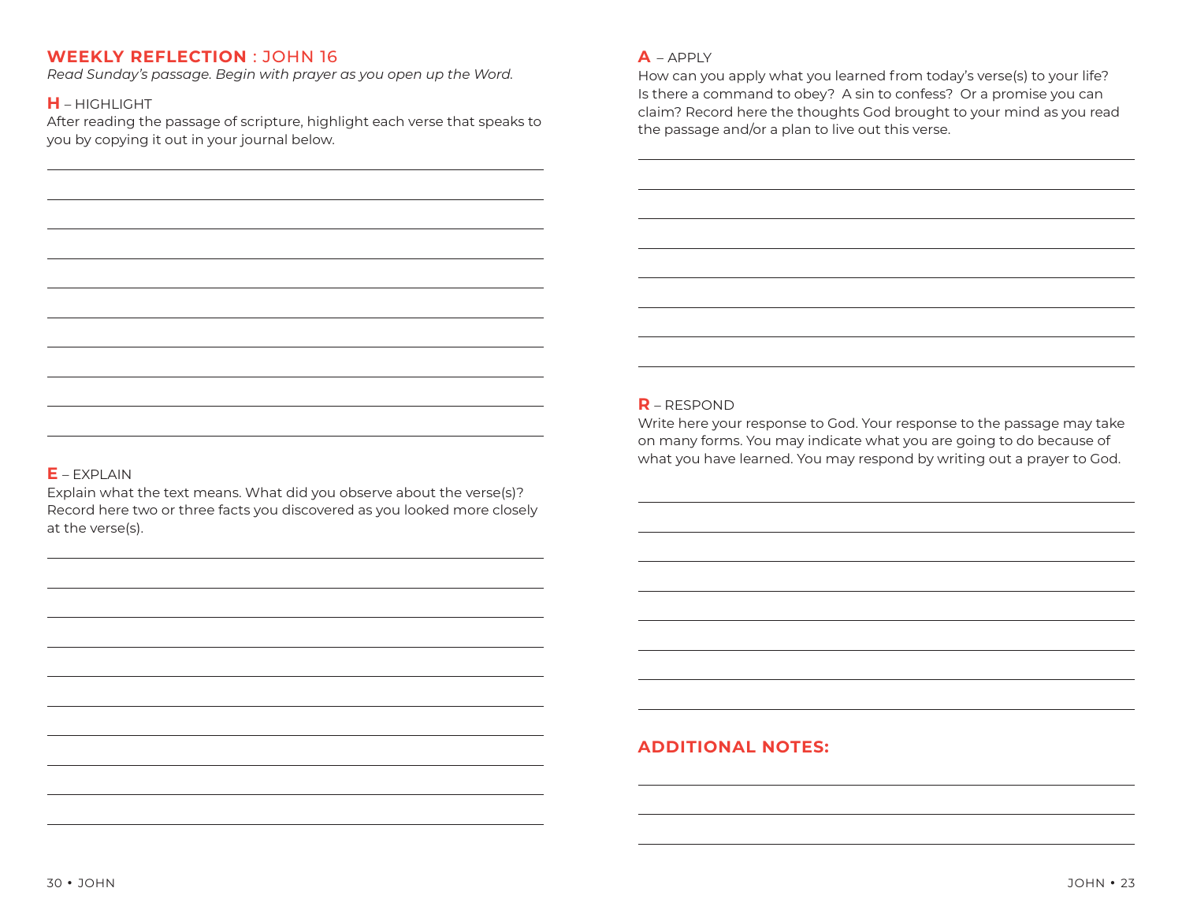## **WEEKLY REFLECTION** : JOHN 16

*Read Sunday's passage. Begin with prayer as you open up the Word.*

### **H** – HIGHLIGHT

After reading the passage of scripture, highlight each verse that speaks to you by copying it out in your journal below.

### **E** – EXPLAIN

Explain what the text means. What did you observe about the verse(s)? Record here two or three facts you discovered as you looked more closely at the verse(s).

### **A** – APPLY

How can you apply what you learned from today's verse(s) to your life? Is there a command to obey? A sin to confess? Or a promise you can claim? Record here the thoughts God brought to your mind as you read the passage and/or a plan to live out this verse.

### **R** – RESPOND

Write here your response to God. Your response to the passage may take on many forms. You may indicate what you are going to do because of what you have learned. You may respond by writing out a prayer to God.

## **ADDITIONAL NOTES:**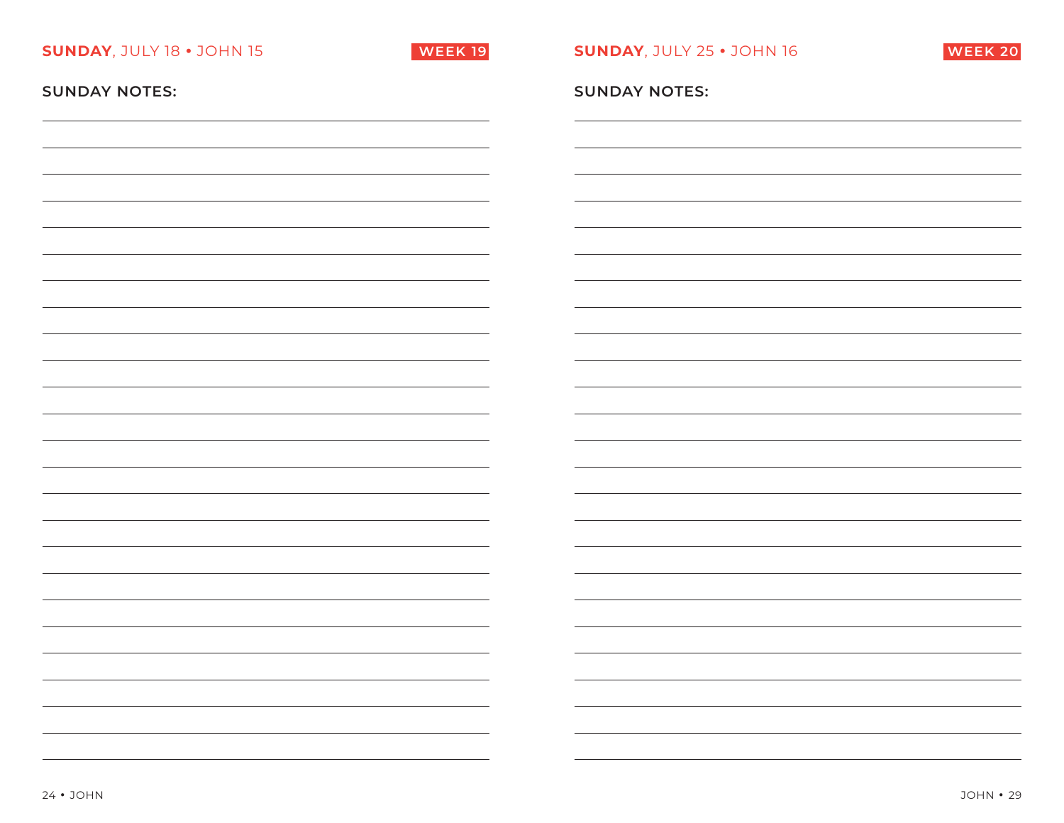**SUNDAY**, JULY 18 • JOHN 15

WEEK 19

**SUNDAY NOTES:**

**SUNDAY**, JULY 25 • JOHN 16

WEEK 20

**SUNDAY NOTES:**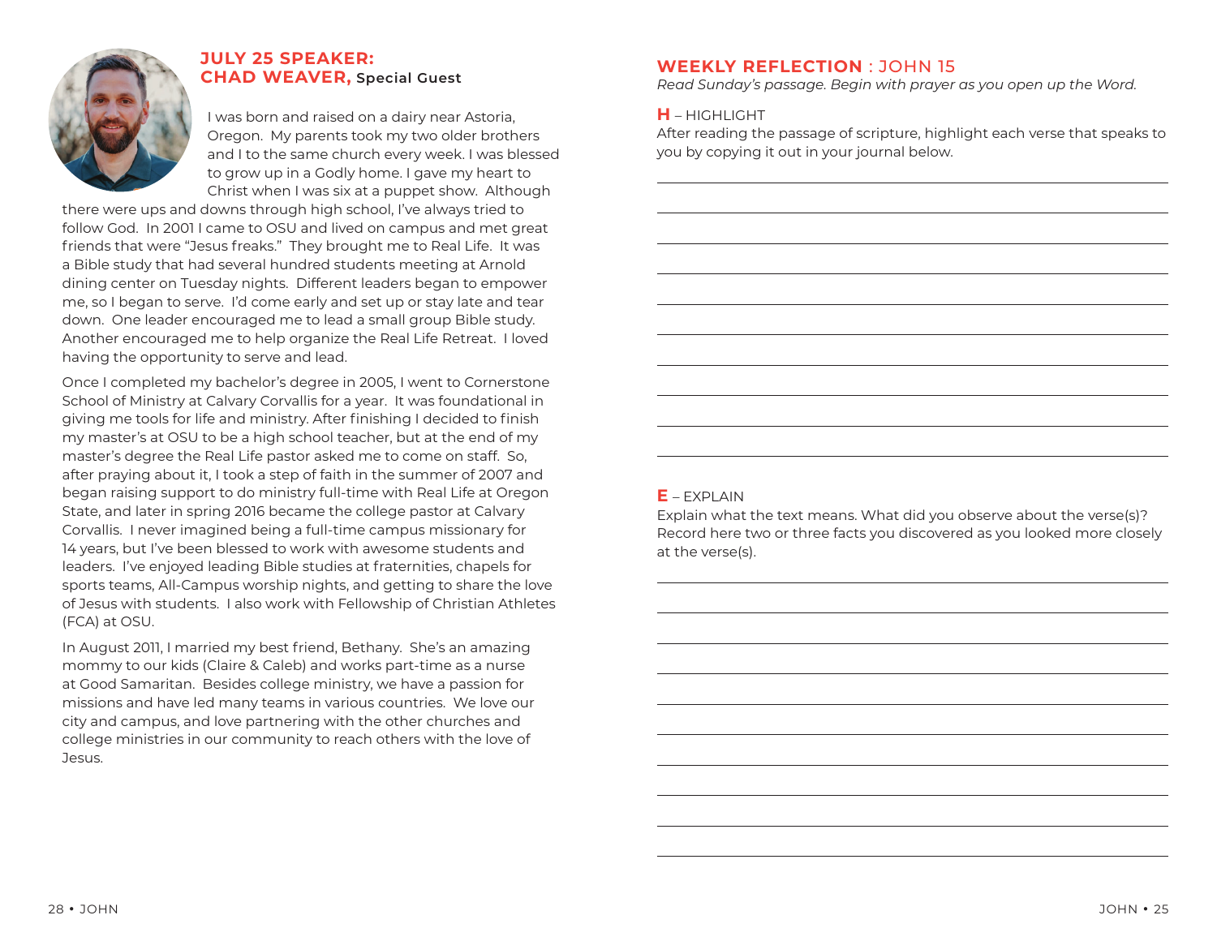## JULY 25 SPEAKER: CHAD WEAVER, Special Guest

I was born and raised on a dairy near Astoria, Oregon. My parents took my two older brothers and I to the same church every week. I was blessed to grow up in a Godly home. I gave my heart to Christ when I was six at a puppet show. Although there were ups and downs through high school, I've always tried to follow God. In 2001 I came to OSU and lived on campus and met great friends that were "Jesus freaks." They brought me to Real Life. It was a Bible study that had several hundred students meeting at Arnold dining center on Tuesday nights. Different leaders began to empower me, so I began to serve. I'd come early and set up or stay late and tear down. One leader encouraged me to lead a small group Bible study. Another encouraged me to help organize the Real Life Retreat. I loved having the opportunity to serve and lead.

Once I completed my bachelor's degree in 2005, I went to Cornerstone School of Ministry at Calvary Corvallis for a year. It was foundational in giving me tools for life and ministry. After finishing I decided to finish my master's at OSU to be a high school teacher, but at the end of my master's degree the Real Life pastor asked me to come on staff. So, after praying about it, I took a step of faith in the summer of 2007 and began raising support to do ministry full-time with Real Life at Oregon State, and later in spring 2016 became the college pastor at Calvary Corvallis. I never imagined being a full-time campus missionary for 14 years, but I've been blessed to work with awesome students and leaders. I've enjoyed leading Bible studies at fraternities, chapels for sports teams, All-Campus worship nights, and getting to share the love of Jesus with students. I also work with Fellowship of Christian Athletes (FCA) at OSU.

In August 2011, I married my best friend, Bethany. She's an amazing mommy to our kids (Claire & Caleb) and works part-time as a nurse at Good Samaritan. Besides college ministry, we have a passion for missions and have led many teams in various countries. We love our city and campus, and love partnering with the other churches and college ministries in our community to reach others with the love of Jesus.

## WEEKLY REFLECTION : JOHN 15

*Read Sunday's passage. Begin with prayer as you open up the Word.*

**H** – HIGHLIGHT

After reading the passage of scripture, highlight each verse that speaks to you by copying it out in your journal below.

**E** – EXPLAIN

Explain what the text means. What did you observe about the verse(s)? Record here two or three facts you discovered as you looked more closely at the verse(s).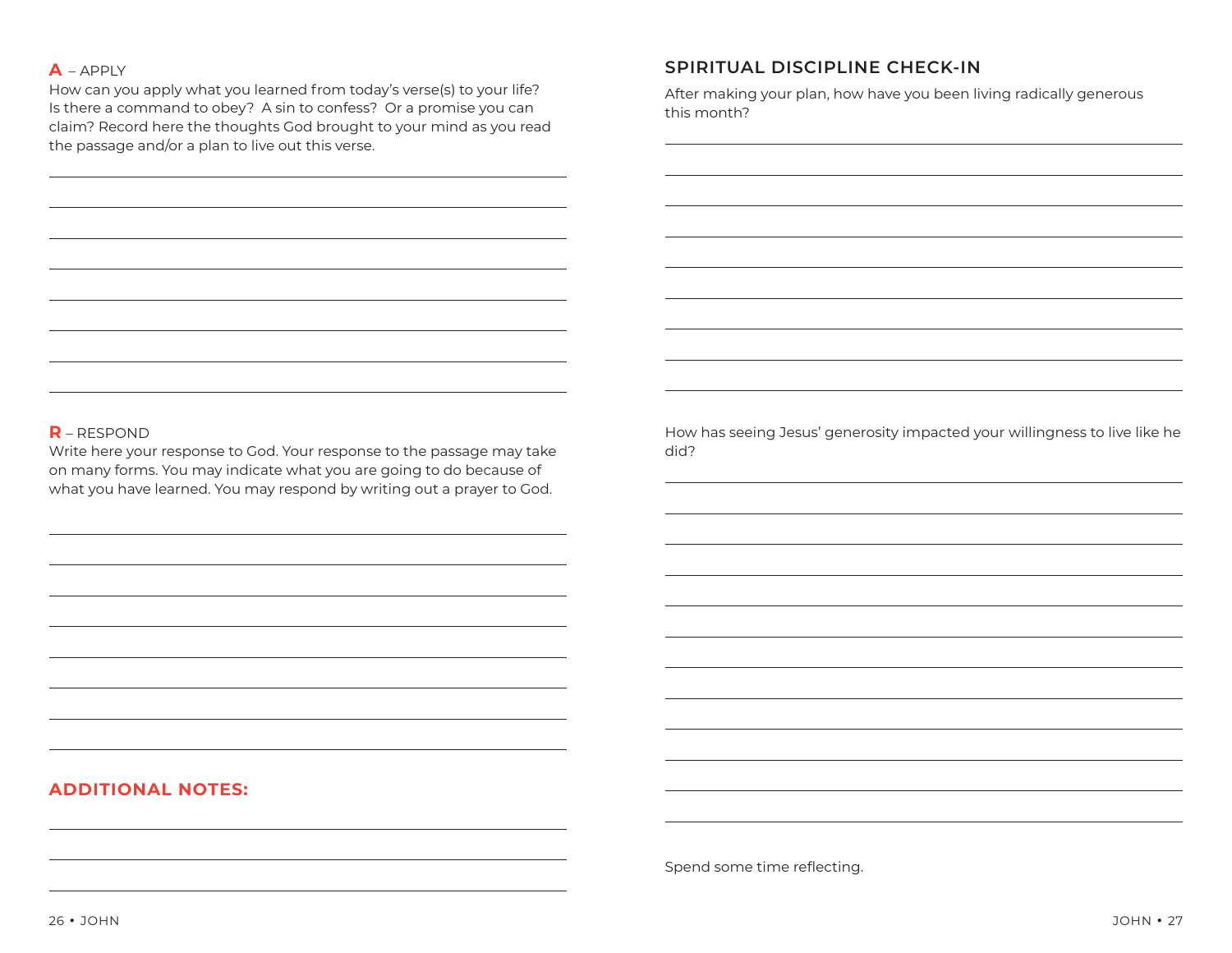**A** – APPLY

How can you apply what you learned from today's verse(s) to your life? Is there a command to obey? A sin to confess? Or a promise you can claim? Record here the thoughts God brought to your mind as you read the passage and/or a plan to live out this verse.

**R** – RESPOND

Write here your response to God. Your response to the passage may take on many forms. You may indicate what you are going to do because of what you have learned. You may respond by writing out a prayer to God.

## ADDITIONAL NOTES:

## SPIRITUAL DISCIPLINE CHECK-IN

After making your plan, how have you been living radically generous this month?

How has seeing Jesus' generosity impacted your willingness to live like he did?

Spend some time reflecting.